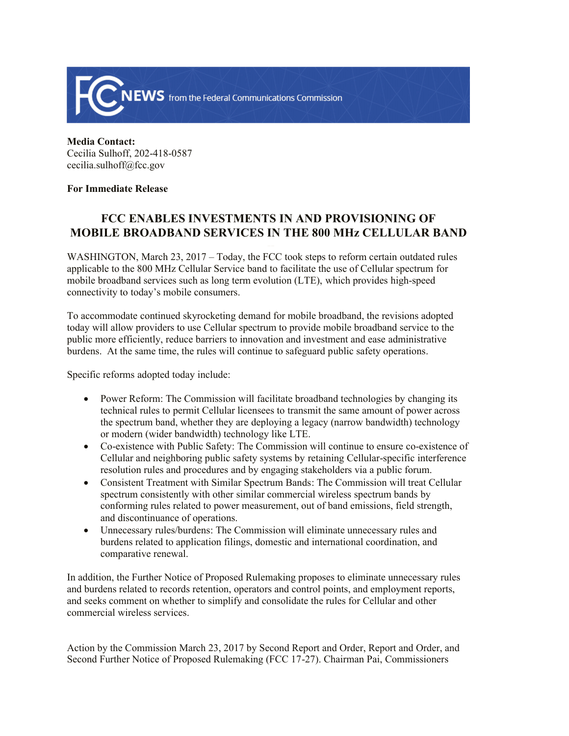**FCC NEWS** from the Federal Communications Commission

**Media Contact:**
Cecilia Sulhoff, 202-418-0587
cecilia.sulhoff@fcc.gov

**For Immediate Release**

# FCC ENABLES INVESTMENTS IN AND PROVISIONING OF MOBILE BROADBAND SERVICES IN THE 800 MHz CELLULAR BAND

WASHINGTON, March 23, 2017 – Today, the FCC took steps to reform certain outdated rules applicable to the 800 MHz Cellular Service band to facilitate the use of Cellular spectrum for mobile broadband services such as long term evolution (LTE), which provides high-speed connectivity to today's mobile consumers.

To accommodate continued skyrocketing demand for mobile broadband, the revisions adopted today will allow providers to use Cellular spectrum to provide mobile broadband service to the public more efficiently, reduce barriers to innovation and investment and ease administrative burdens. At the same time, the rules will continue to safeguard public safety operations.

Specific reforms adopted today include:

- Power Reform: The Commission will facilitate broadband technologies by changing its technical rules to permit Cellular licensees to transmit the same amount of power across the spectrum band, whether they are deploying a legacy (narrow bandwidth) technology or modern (wider bandwidth) technology like LTE.
- Co-existence with Public Safety: The Commission will continue to ensure co-existence of Cellular and neighboring public safety systems by retaining Cellular-specific interference resolution rules and procedures and by engaging stakeholders via a public forum.
- Consistent Treatment with Similar Spectrum Bands: The Commission will treat Cellular spectrum consistently with other similar commercial wireless spectrum bands by conforming rules related to power measurement, out of band emissions, field strength, and discontinuance of operations.
- Unnecessary rules/burdens: The Commission will eliminate unnecessary rules and burdens related to application filings, domestic and international coordination, and comparative renewal.

In addition, the Further Notice of Proposed Rulemaking proposes to eliminate unnecessary rules and burdens related to records retention, operators and control points, and employment reports, and seeks comment on whether to simplify and consolidate the rules for Cellular and other commercial wireless services.

Action by the Commission March 23, 2017 by Second Report and Order, Report and Order, and Second Further Notice of Proposed Rulemaking (FCC 17-27). Chairman Pai, Commissioners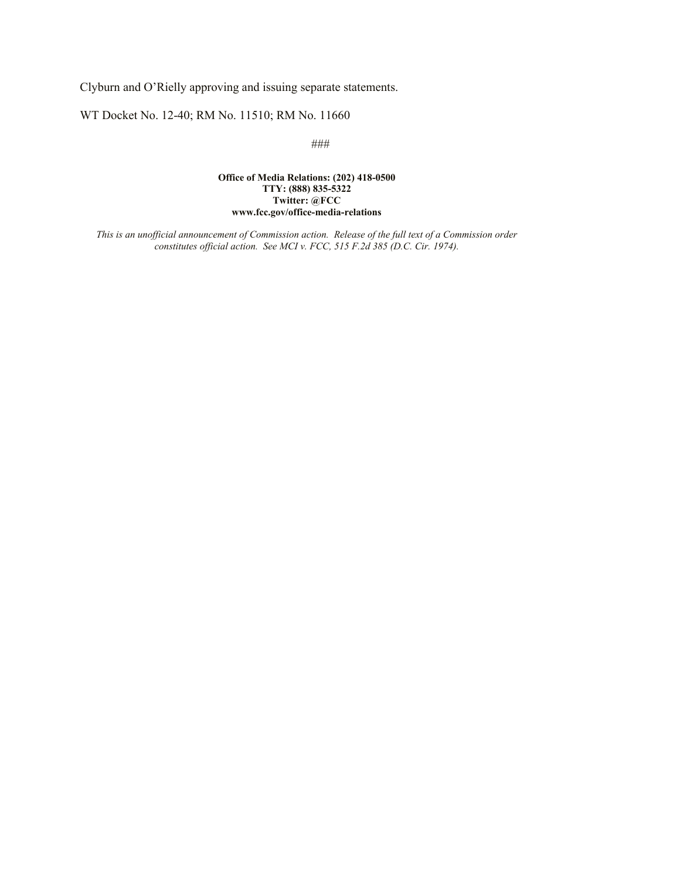Clyburn and O'Rielly approving and issuing separate statements.

WT Docket No. 12-40; RM No. 11510; RM No. 11660

###

**Office of Media Relations: (202) 418-0500**
**TTY: (888) 835-5322**
**Twitter: @FCC**
**www.fcc.gov/office-media-relations**

*This is an unofficial announcement of Commission action. Release of the full text of a Commission order constitutes official action. See MCI v. FCC, 515 F.2d 385 (D.C. Cir. 1974).*